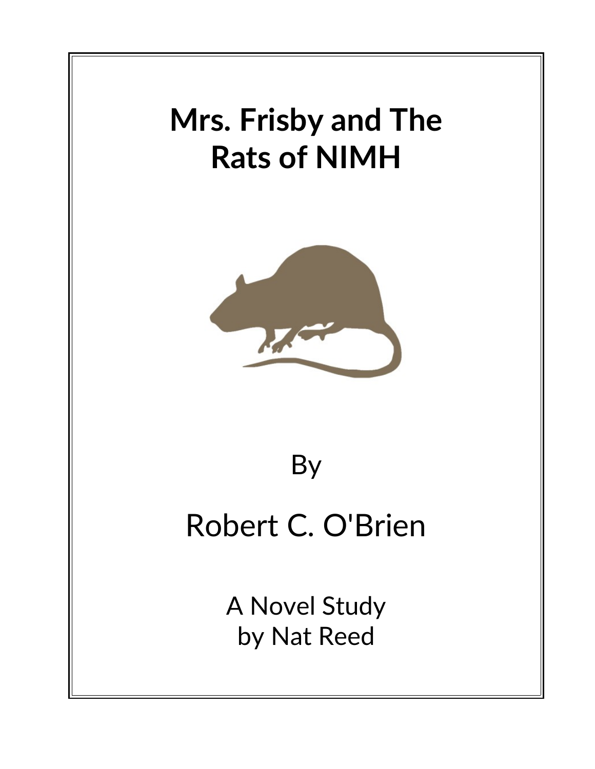# Mrs. Frisby and The Rats of NIMH

By

Robert C. O'Brien

A Novel Study
by Nat Reed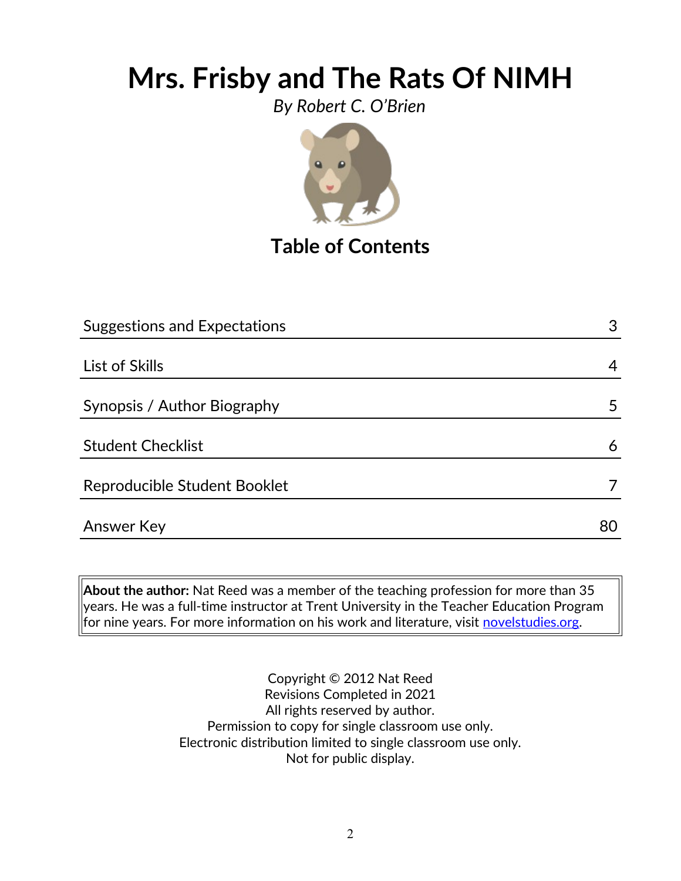# Mrs. Frisby and The Rats Of NIMH

*By Robert C. O'Brien*

## Table of Contents

| | |
|---|---|
| Suggestions and Expectations | 3 |
| List of Skills | 4 |
| Synopsis / Author Biography | 5 |
| Student Checklist | 6 |
| Reproducible Student Booklet | 7 |
| Answer Key | 80 |

**About the author:** Nat Reed was a member of the teaching profession for more than 35 years. He was a full-time instructor at Trent University in the Teacher Education Program for nine years. For more information on his work and literature, visit novelstudies.org.

Copyright © 2012 Nat Reed
Revisions Completed in 2021
All rights reserved by author.
Permission to copy for single classroom use only.
Electronic distribution limited to single classroom use only.
Not for public display.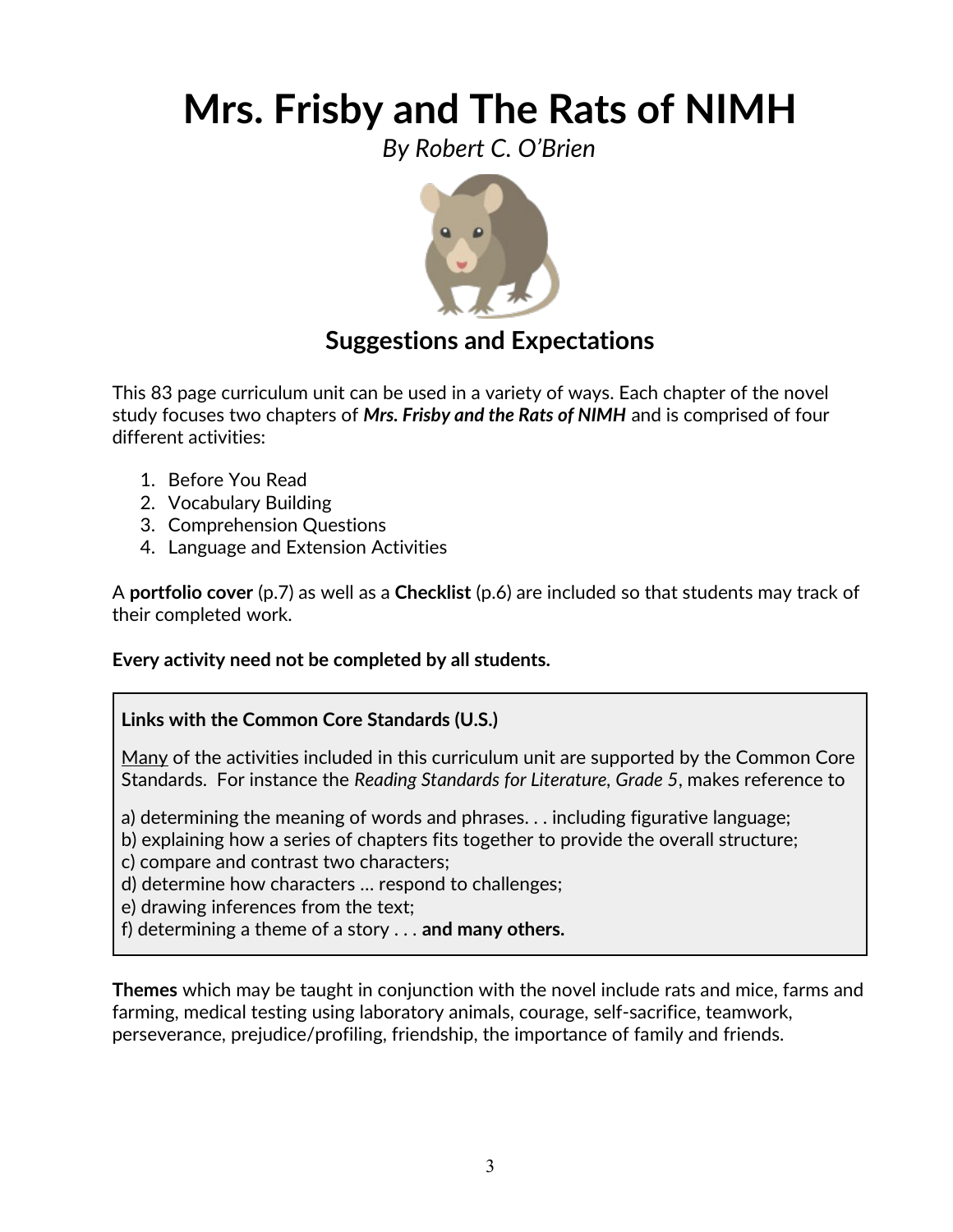# Mrs. Frisby and The Rats of NIMH

*By Robert C. O'Brien*

## Suggestions and Expectations

This 83 page curriculum unit can be used in a variety of ways. Each chapter of the novel study focuses two chapters of ***Mrs. Frisby and the Rats of NIMH*** and is comprised of four different activities:

1. Before You Read
2. Vocabulary Building
3. Comprehension Questions
4. Language and Extension Activities

A **portfolio cover** (p.7) as well as a **Checklist** (p.6) are included so that students may track of their completed work.

**Every activity need not be completed by all students.**

**Links with the Common Core Standards (U.S.)**

<u>Many</u> of the activities included in this curriculum unit are supported by the Common Core Standards. For instance the *Reading Standards for Literature, Grade 5*, makes reference to

a) determining the meaning of words and phrases. . . including figurative language;
b) explaining how a series of chapters fits together to provide the overall structure;
c) compare and contrast two characters;
d) determine how characters … respond to challenges;
e) drawing inferences from the text;
f) determining a theme of a story . . . **and many others.**

**Themes** which may be taught in conjunction with the novel include rats and mice, farms and farming, medical testing using laboratory animals, courage, self-sacrifice, teamwork, perseverance, prejudice/profiling, friendship, the importance of family and friends.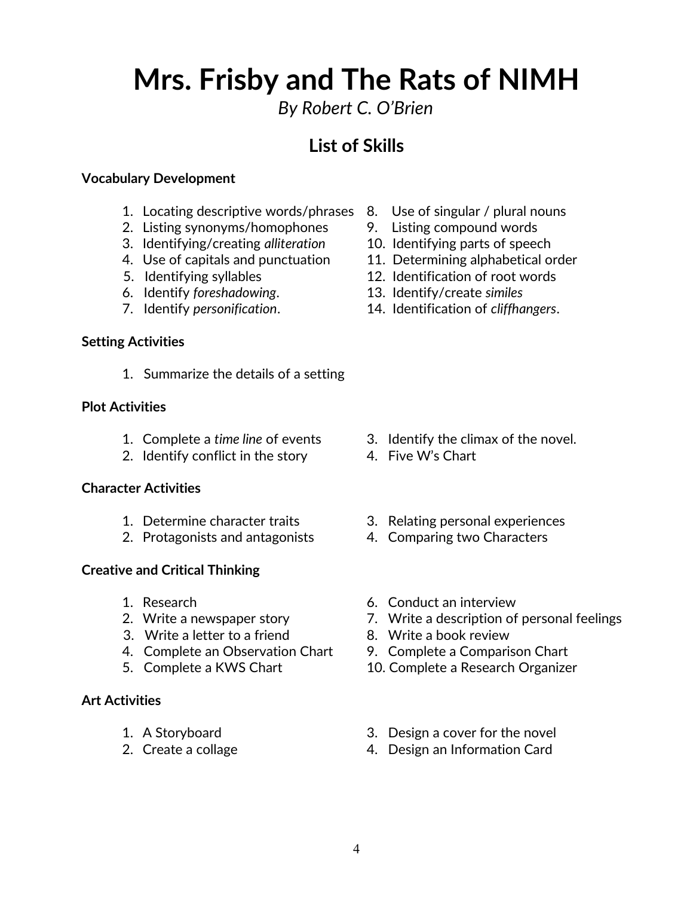# Mrs. Frisby and The Rats of NIMH

*By Robert C. O'Brien*

## List of Skills

**Vocabulary Development**

1. Locating descriptive words/phrases
2. Listing synonyms/homophones
3. Identifying/creating *alliteration*
4. Use of capitals and punctuation
5. Identifying syllables
6. Identify *foreshadowing*.
7. Identify *personification*.
8. Use of singular / plural nouns
9. Listing compound words
10. Identifying parts of speech
11. Determining alphabetical order
12. Identification of root words
13. Identify/create *similes*
14. Identification of *cliffhangers*.

**Setting Activities**

1. Summarize the details of a setting

**Plot Activities**

1. Complete a *time line* of events
2. Identify conflict in the story
3. Identify the climax of the novel.
4. Five W's Chart

**Character Activities**

1. Determine character traits
2. Protagonists and antagonists
3. Relating personal experiences
4. Comparing two Characters

**Creative and Critical Thinking**

1. Research
2. Write a newspaper story
3. Write a letter to a friend
4. Complete an Observation Chart
5. Complete a KWS Chart
6. Conduct an interview
7. Write a description of personal feelings
8. Write a book review
9. Complete a Comparison Chart
10. Complete a Research Organizer

**Art Activities**

1. A Storyboard
2. Create a collage
3. Design a cover for the novel
4. Design an Information Card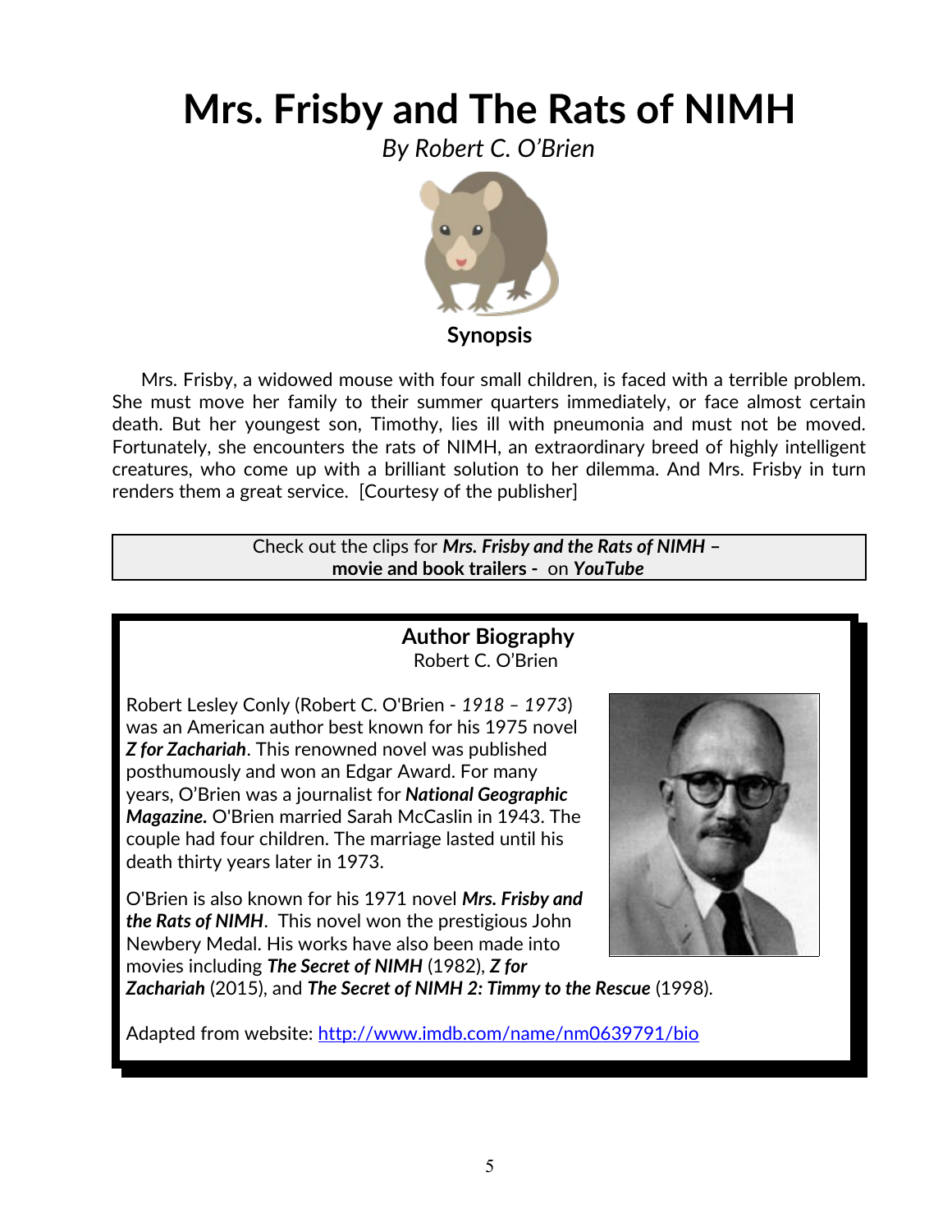# Mrs. Frisby and The Rats of NIMH

*By Robert C. O'Brien*

**Synopsis**

Mrs. Frisby, a widowed mouse with four small children, is faced with a terrible problem. She must move her family to their summer quarters immediately, or face almost certain death. But her youngest son, Timothy, lies ill with pneumonia and must not be moved. Fortunately, she encounters the rats of NIMH, an extraordinary breed of highly intelligent creatures, who come up with a brilliant solution to her dilemma. And Mrs. Frisby in turn renders them a great service. [Courtesy of the publisher]

Check out the clips for ***Mrs. Frisby and the Rats of NIMH* – movie and book trailers -** on ***YouTube***

**Author Biography**

Robert C. O'Brien

Robert Lesley Conly (Robert C. O'Brien - *1918 – 1973*) was an American author best known for his 1975 novel ***Z for Zachariah***. This renowned novel was published posthumously and won an Edgar Award. For many years, O'Brien was a journalist for ***National Geographic Magazine.*** O'Brien married Sarah McCaslin in 1943. The couple had four children. The marriage lasted until his death thirty years later in 1973.

O'Brien is also known for his 1971 novel ***Mrs. Frisby and the Rats of NIMH***. This novel won the prestigious John Newbery Medal. His works have also been made into movies including ***The Secret of NIMH*** (1982), ***Z for Zachariah*** (2015), and ***The Secret of NIMH 2: Timmy to the Rescue*** (1998).

Adapted from website: http://www.imdb.com/name/nm0639791/bio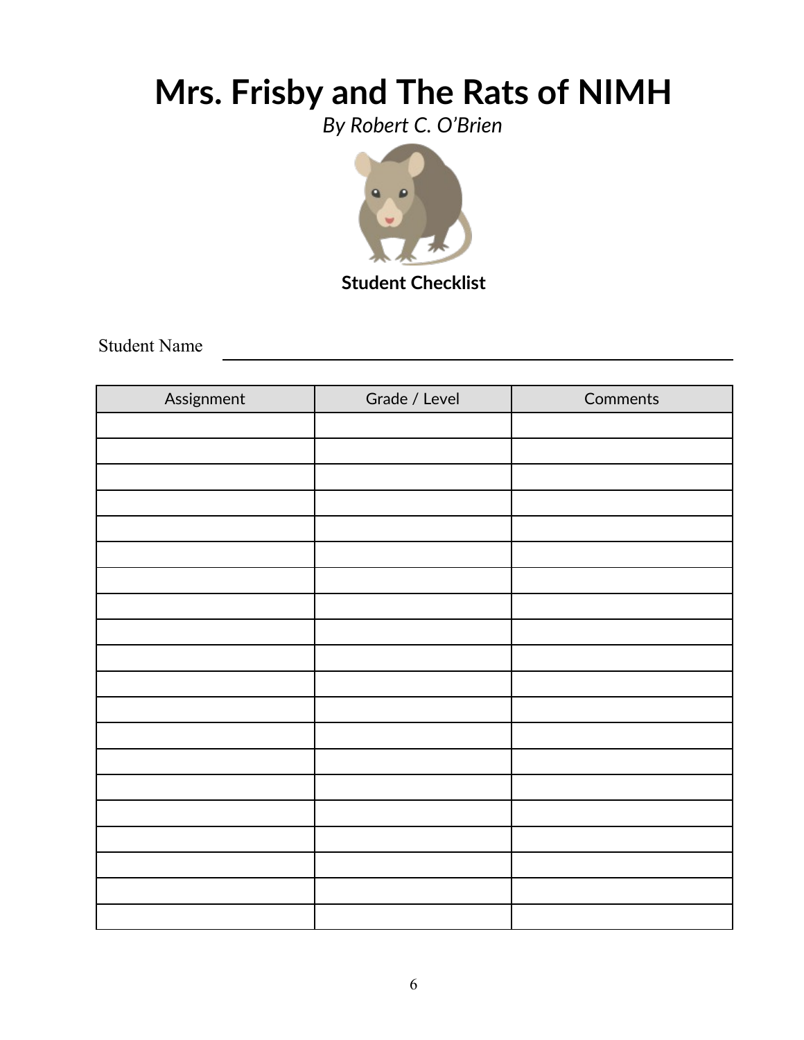# Mrs. Frisby and The Rats of NIMH

*By Robert C. O'Brien*

**Student Checklist**

Student Name ______________________________

| Assignment | Grade / Level | Comments |
|---|---|---|
| | | |
| | | |
| | | |
| | | |
| | | |
| | | |
| | | |
| | | |
| | | |
| | | |
| | | |
| | | |
| | | |
| | | |
| | | |
| | | |
| | | |
| | | |
| | | |
| | | |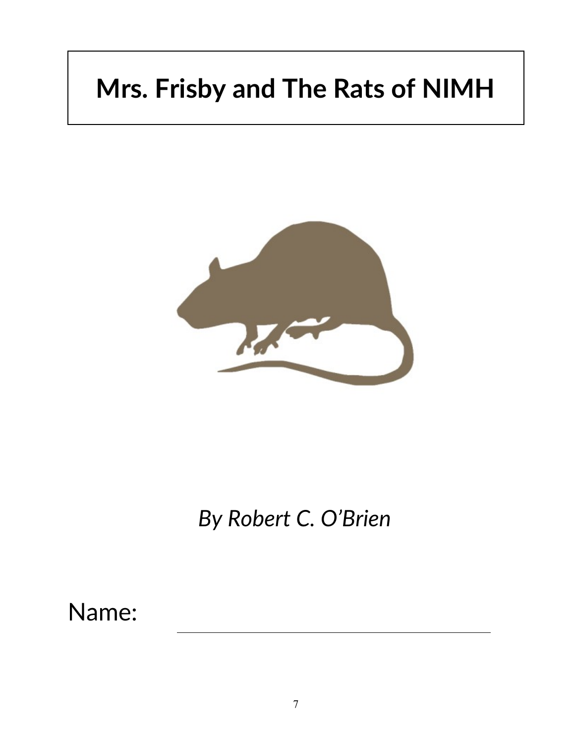# Mrs. Frisby and The Rats of NIMH

*By Robert C. O'Brien*

Name: ______________________________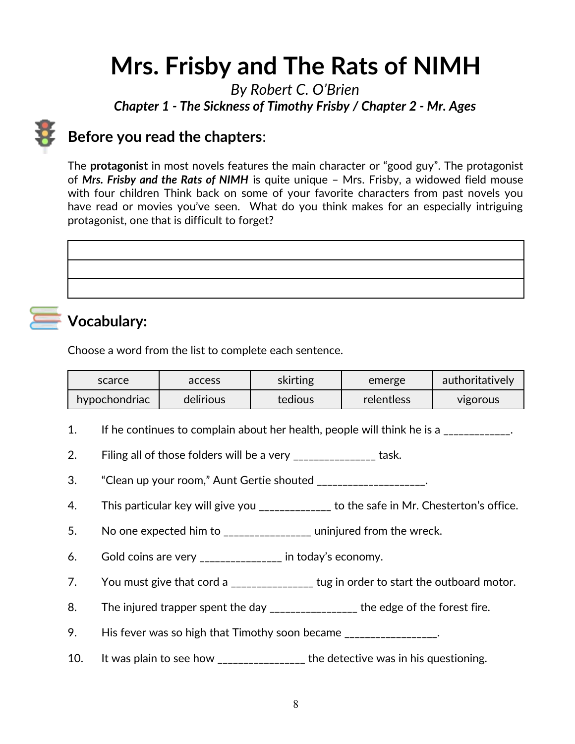# Mrs. Frisby and The Rats of NIMH

*By Robert C. O'Brien*

***Chapter 1 - The Sickness of Timothy Frisby / Chapter 2 - Mr. Ages***

## Before you read the chapters:

The **protagonist** in most novels features the main character or "good guy". The protagonist of ***Mrs. Frisby and the Rats of NIMH*** is quite unique – Mrs. Frisby, a widowed field mouse with four children Think back on some of your favorite characters from past novels you have read or movies you've seen. What do you think makes for an especially intriguing protagonist, one that is difficult to forget?

| |
|---|
| |
| |
| |

## Vocabulary:

Choose a word from the list to complete each sentence.

| scarce | access | skirting | emerge | authoritatively |
|---|---|---|---|---|
| hypochondriac | delirious | tedious | relentless | vigorous |

1. If he continues to complain about her health, people will think he is a ____________.
2. Filing all of those folders will be a very _______________ task.
3. "Clean up your room," Aunt Gertie shouted ____________________.
4. This particular key will give you _____________ to the safe in Mr. Chesterton's office.
5. No one expected him to ________________ uninjured from the wreck.
6. Gold coins are very _______________ in today's economy.
7. You must give that cord a _______________ tug in order to start the outboard motor.
8. The injured trapper spent the day ________________ the edge of the forest fire.
9. His fever was so high that Timothy soon became _________________.
10. It was plain to see how ________________ the detective was in his questioning.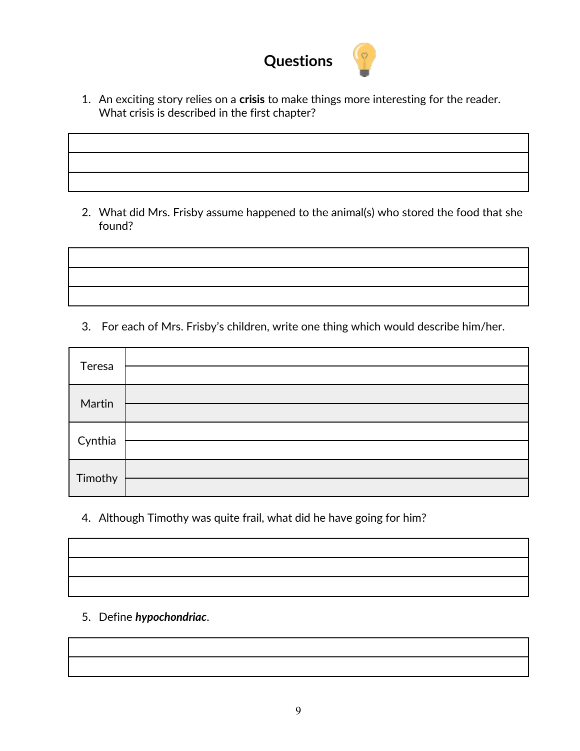# Questions

1. An exciting story relies on a **crisis** to make things more interesting for the reader. What crisis is described in the first chapter?

| |
|---|
| |
| |
| |

2. What did Mrs. Frisby assume happened to the animal(s) who stored the food that she found?

| |
|---|
| |
| |
| |

3. For each of Mrs. Frisby's children, write one thing which would describe him/her.

| | |
|---|---|
| Teresa | |
| Martin | |
| Cynthia | |
| Timothy | |

4. Although Timothy was quite frail, what did he have going for him?

| |
|---|
| |
| |
| |

5. Define ***hypochondriac***.

| |
|---|
| |
| |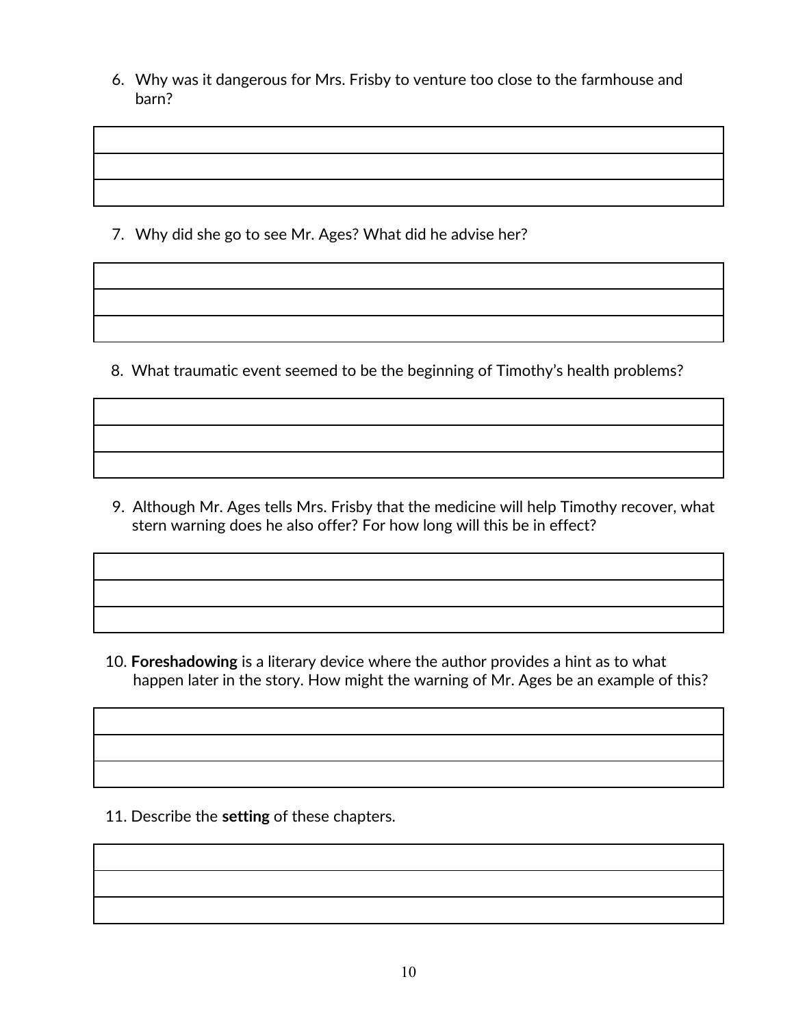6. Why was it dangerous for Mrs. Frisby to venture too close to the farmhouse and barn?

| |
|---|
| |
| |

7. Why did she go to see Mr. Ages? What did he advise her?

| |
|---|
| |
| |

8. What traumatic event seemed to be the beginning of Timothy's health problems?

| |
|---|
| |
| |

9. Although Mr. Ages tells Mrs. Frisby that the medicine will help Timothy recover, what stern warning does he also offer? For how long will this be in effect?

| |
|---|
| |
| |

10. **Foreshadowing** is a literary device where the author provides a hint as to what happen later in the story. How might the warning of Mr. Ages be an example of this?

| |
|---|
| |
| |

11. Describe the **setting** of these chapters.

| |
|---|
| |
| |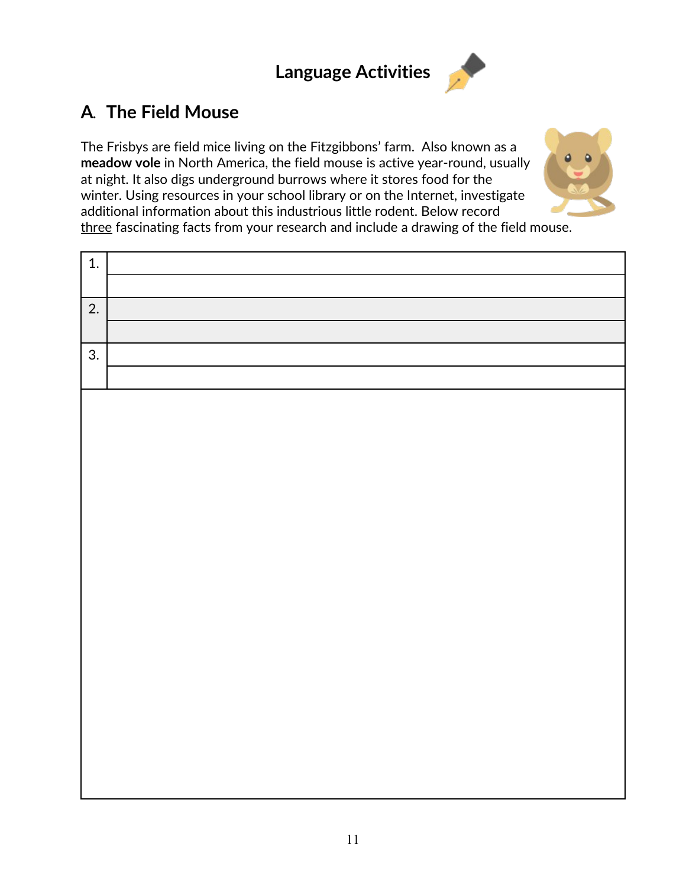# Language Activities

## A. The Field Mouse

The Frisbys are field mice living on the Fitzgibbons' farm. Also known as a **meadow vole** in North America, the field mouse is active year-round, usually at night. It also digs underground burrows where it stores food for the winter. Using resources in your school library or on the Internet, investigate additional information about this industrious little rodent. Below record <u>three</u> fascinating facts from your research and include a drawing of the field mouse.

| | |
|---|---|
| 1. | |
| | |
| 2. | |
| | |
| 3. | |
| | |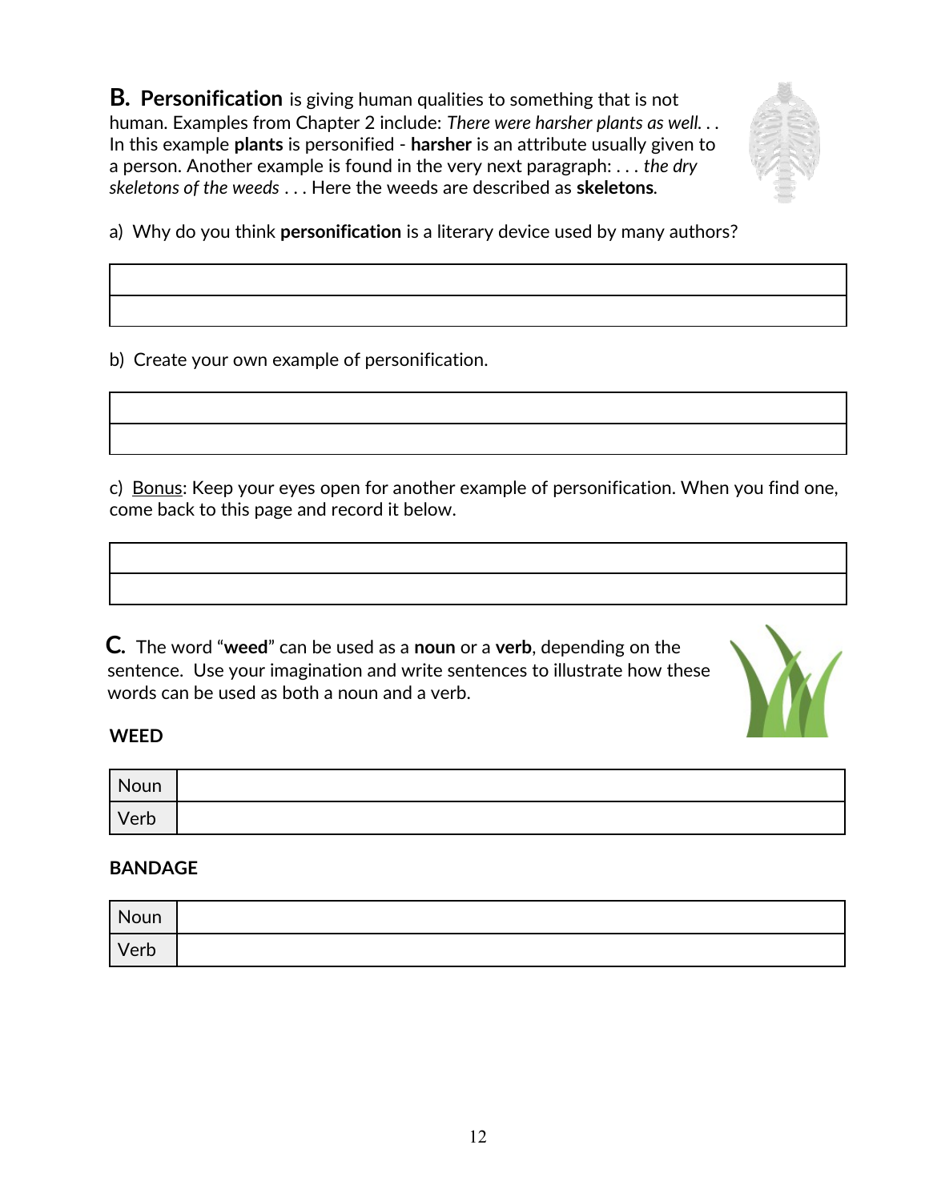**B. Personification** is giving human qualities to something that is not human. Examples from Chapter 2 include: *There were harsher plants as well. . .* In this example **plants** is personified - **harsher** is an attribute usually given to a person. Another example is found in the very next paragraph: *. . . the dry skeletons of the weeds . . .* Here the weeds are described as **skeletons**.

a) Why do you think **personification** is a literary device used by many authors?

| |
|---|
| |
| |

b) Create your own example of personification.

| |
|---|
| |
| |

c) <u>Bonus</u>: Keep your eyes open for another example of personification. When you find one, come back to this page and record it below.

| |
|---|
| |
| |

**C.** The word "**weed**" can be used as a **noun** or a **verb**, depending on the sentence. Use your imagination and write sentences to illustrate how these words can be used as both a noun and a verb.

**WEED**

| | |
|---|---|
| Noun | |
| Verb | |

**BANDAGE**

| | |
|---|---|
| Noun | |
| Verb | |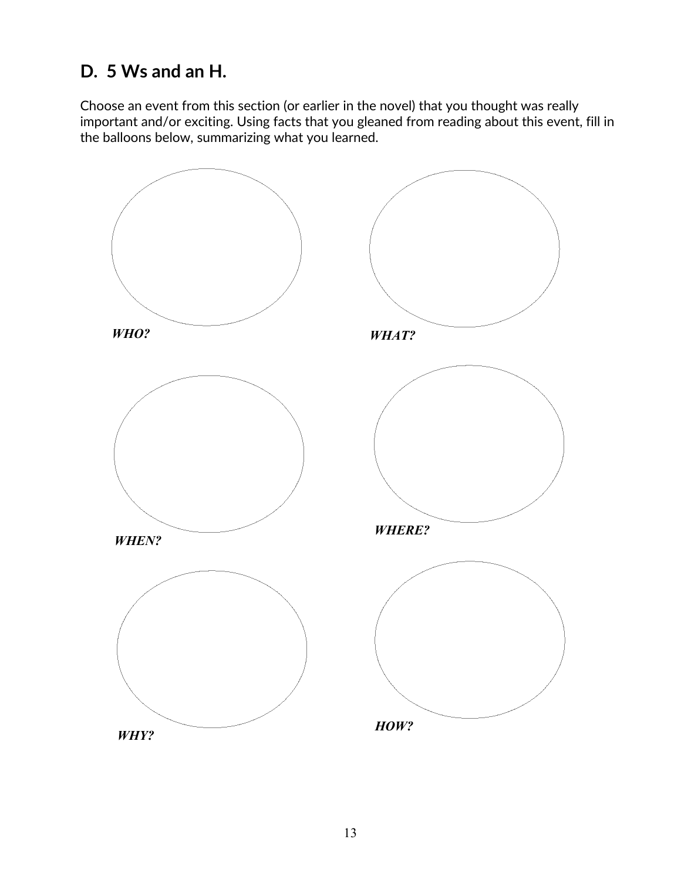## D. 5 Ws and an H.

Choose an event from this section (or earlier in the novel) that you thought was really important and/or exciting. Using facts that you gleaned from reading about this event, fill in the balloons below, summarizing what you learned.

***WHO?***

***WHAT?***

***WHEN?***

***WHERE?***

***WHY?***

***HOW?***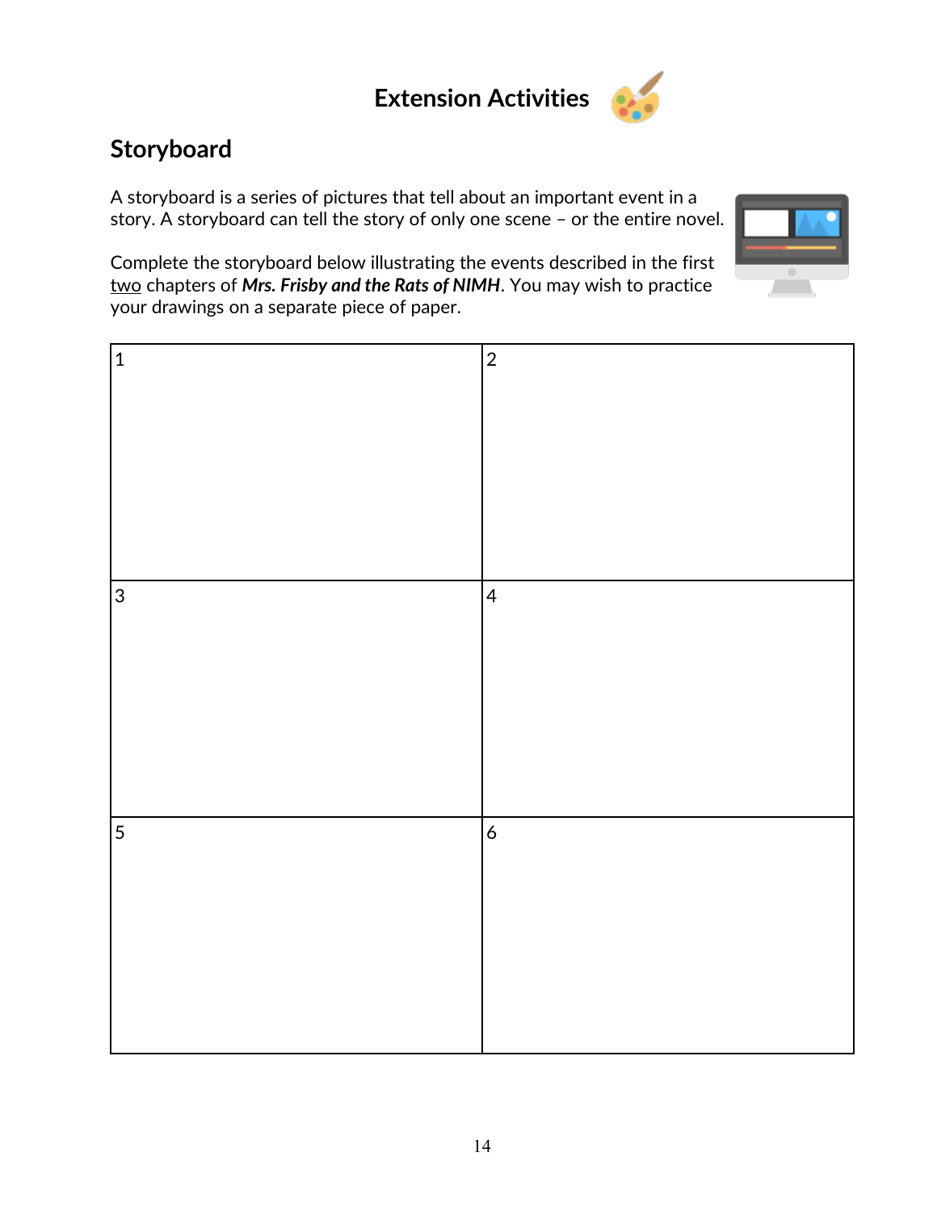# Extension Activities

## Storyboard

A storyboard is a series of pictures that tell about an important event in a story. A storyboard can tell the story of only one scene – or the entire novel.

Complete the storyboard below illustrating the events described in the first two chapters of ***Mrs. Frisby and the Rats of NIMH***. You may wish to practice your drawings on a separate piece of paper.

| | |
|---|---|
| 1 | 2 |
| 3 | 4 |
| 5 | 6 |